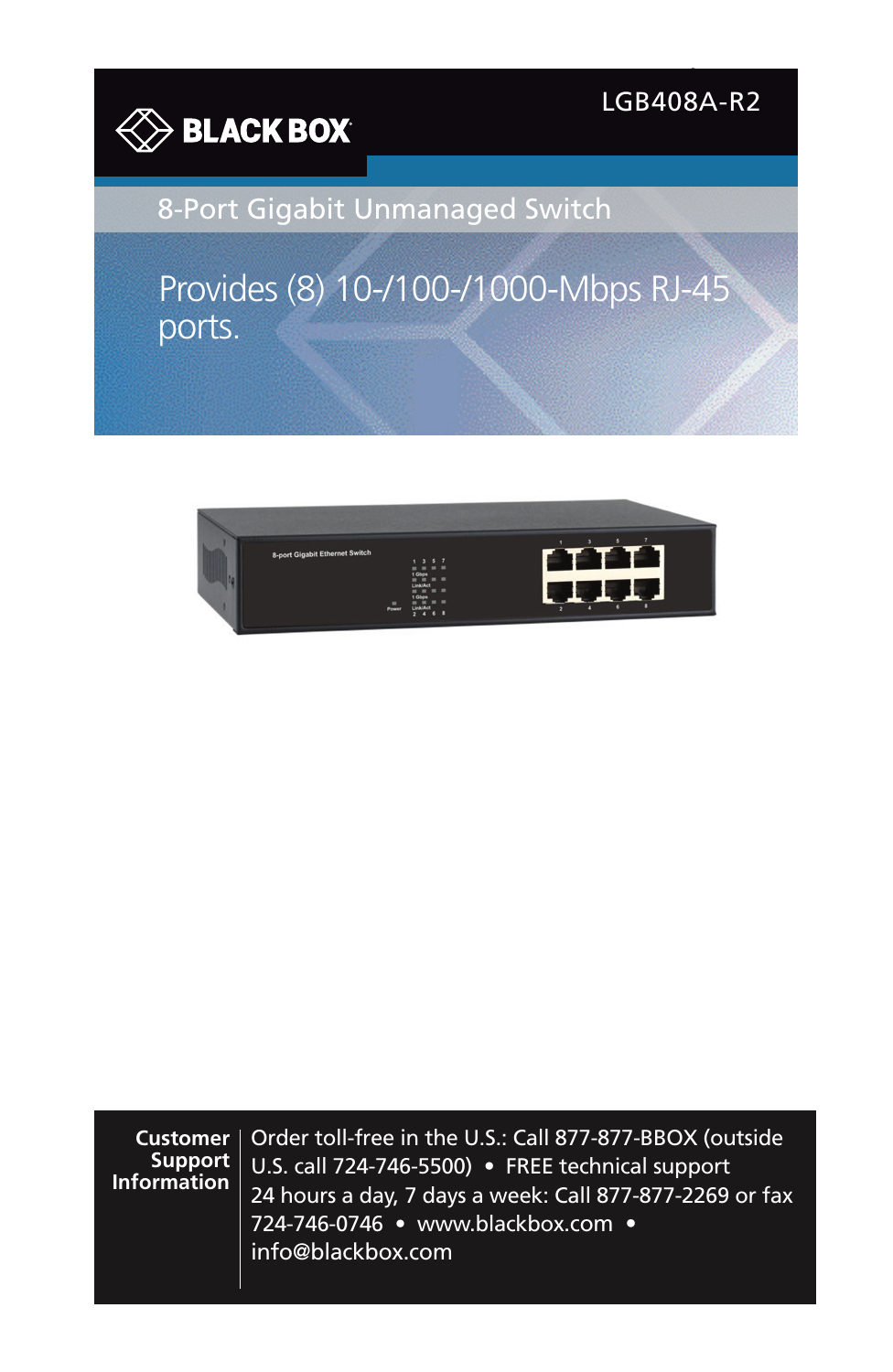BLACK BOX

LGB408A-R2

# 8-Port Gigabit Unmanaged Switch

Provides (8) 10-/100-/1000-Mbps RJ-45 ports.

**Customer Support Information**

Order toll-free in the U.S.: Call 877-877-BBOX (outside U.S. call 724-746-5500) • FREE technical support 24 hours a day, 7 days a week: Call 877-877-2269 or fax 724-746-0746 • www.blackbox.com • info@blackbox.com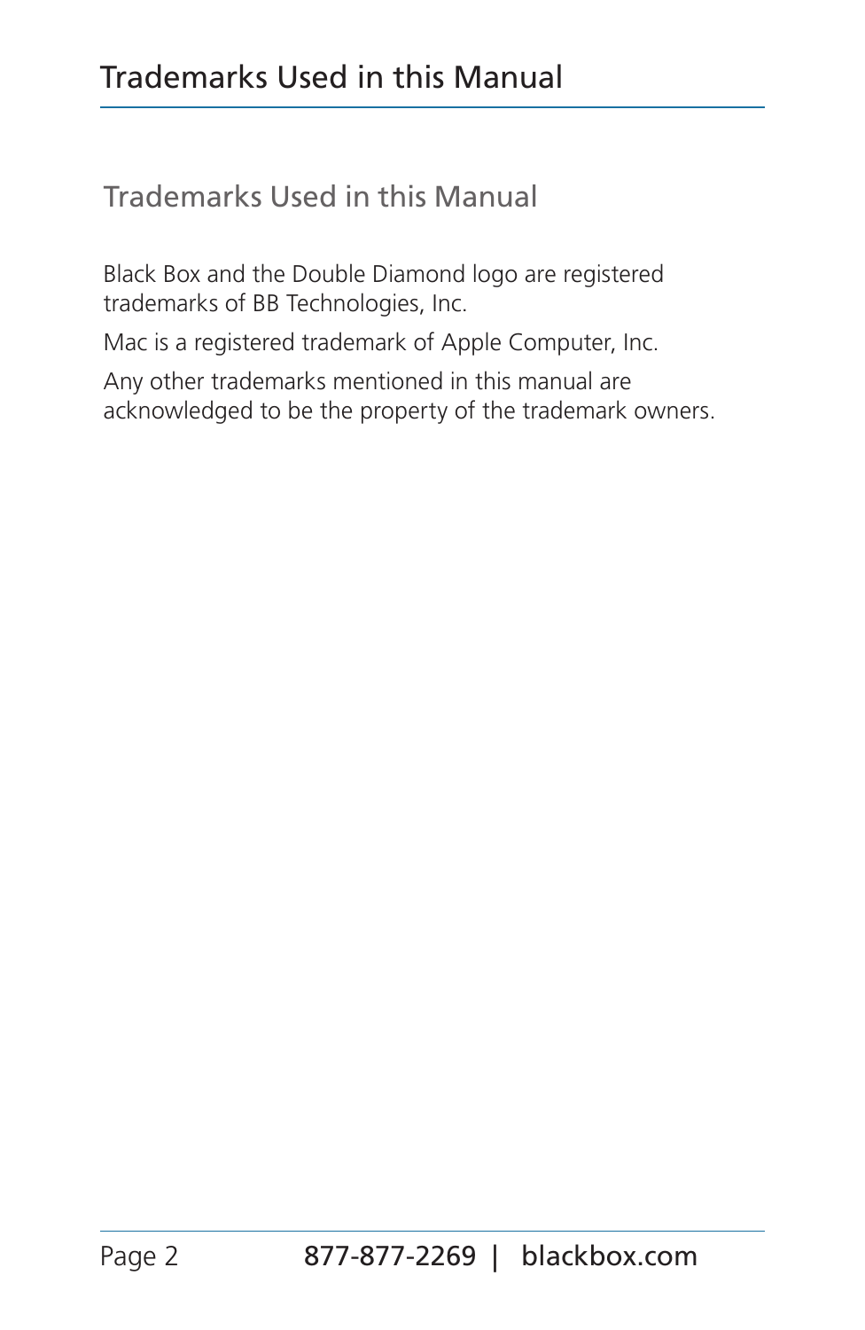## Trademarks Used in this Manual

Black Box and the Double Diamond logo are registered trademarks of BB Technologies, Inc.

Mac is a registered trademark of Apple Computer, Inc.

Any other trademarks mentioned in this manual are acknowledged to be the property of the trademark owners.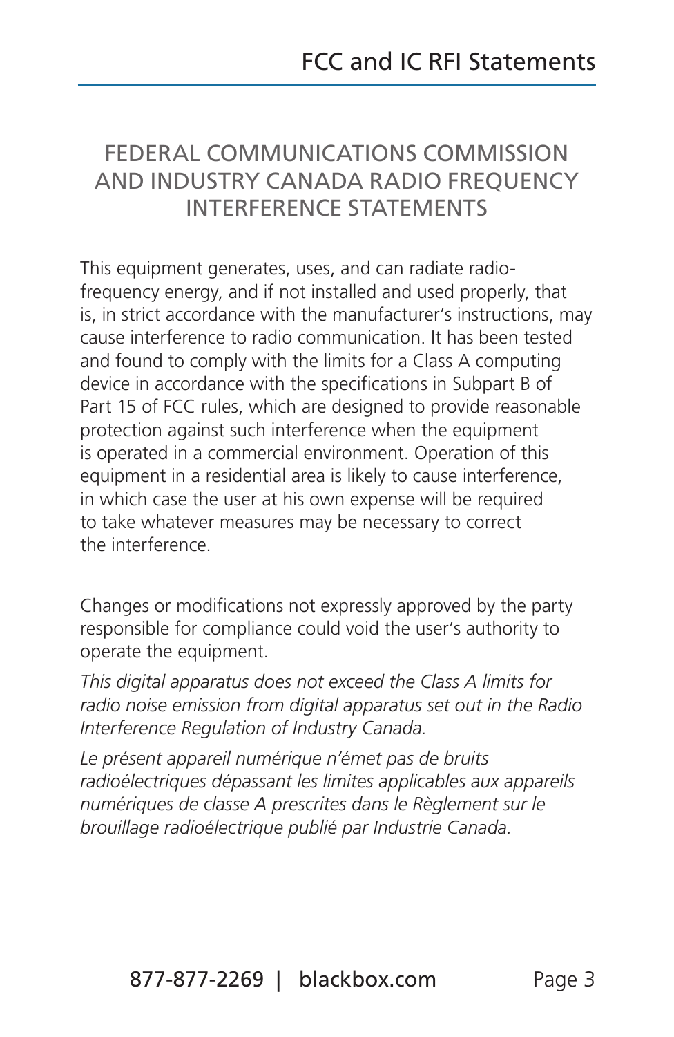# FCC and IC RFI Statements

## FEDERAL COMMUNICATIONS COMMISSION AND INDUSTRY CANADA RADIO FREQUENCY INTERFERENCE STATEMENTS

This equipment generates, uses, and can radiate radio-frequency energy, and if not installed and used properly, that is, in strict accordance with the manufacturer's instructions, may cause interference to radio communication. It has been tested and found to comply with the limits for a Class A computing device in accordance with the specifications in Subpart B of Part 15 of FCC rules, which are designed to provide reasonable protection against such interference when the equipment is operated in a commercial environment. Operation of this equipment in a residential area is likely to cause interference, in which case the user at his own expense will be required to take whatever measures may be necessary to correct the interference.

Changes or modifications not expressly approved by the party responsible for compliance could void the user's authority to operate the equipment.

*This digital apparatus does not exceed the Class A limits for radio noise emission from digital apparatus set out in the Radio Interference Regulation of Industry Canada.*

*Le présent appareil numérique n'émet pas de bruits radioélectriques dépassant les limites applicables aux appareils numériques de classe A prescrites dans le Règlement sur le brouillage radioélectrique publié par Industrie Canada.*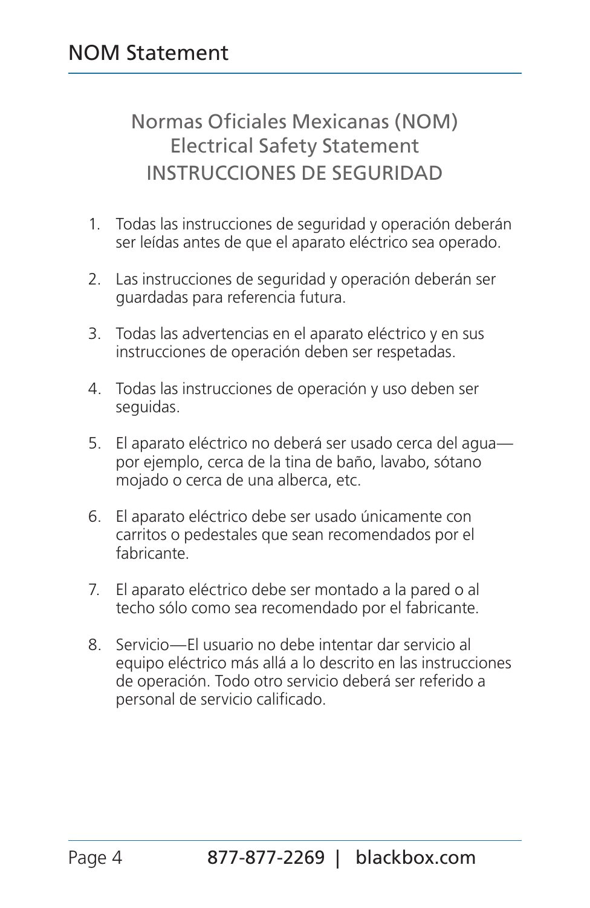# NOM Statement

## Normas Oficiales Mexicanas (NOM) Electrical Safety Statement

## INSTRUCCIONES DE SEGURIDAD

1. Todas las instrucciones de seguridad y operación deberán ser leídas antes de que el aparato eléctrico sea operado.

2. Las instrucciones de seguridad y operación deberán ser guardadas para referencia futura.

3. Todas las advertencias en el aparato eléctrico y en sus instrucciones de operación deben ser respetadas.

4. Todas las instrucciones de operación y uso deben ser seguidas.

5. El aparato eléctrico no deberá ser usado cerca del agua—por ejemplo, cerca de la tina de baño, lavabo, sótano mojado o cerca de una alberca, etc.

6. El aparato eléctrico debe ser usado únicamente con carritos o pedestales que sean recomendados por el fabricante.

7. El aparato eléctrico debe ser montado a la pared o al techo sólo como sea recomendado por el fabricante.

8. Servicio—El usuario no debe intentar dar servicio al equipo eléctrico más allá a lo descrito en las instrucciones de operación. Todo otro servicio deberá ser referido a personal de servicio calificado.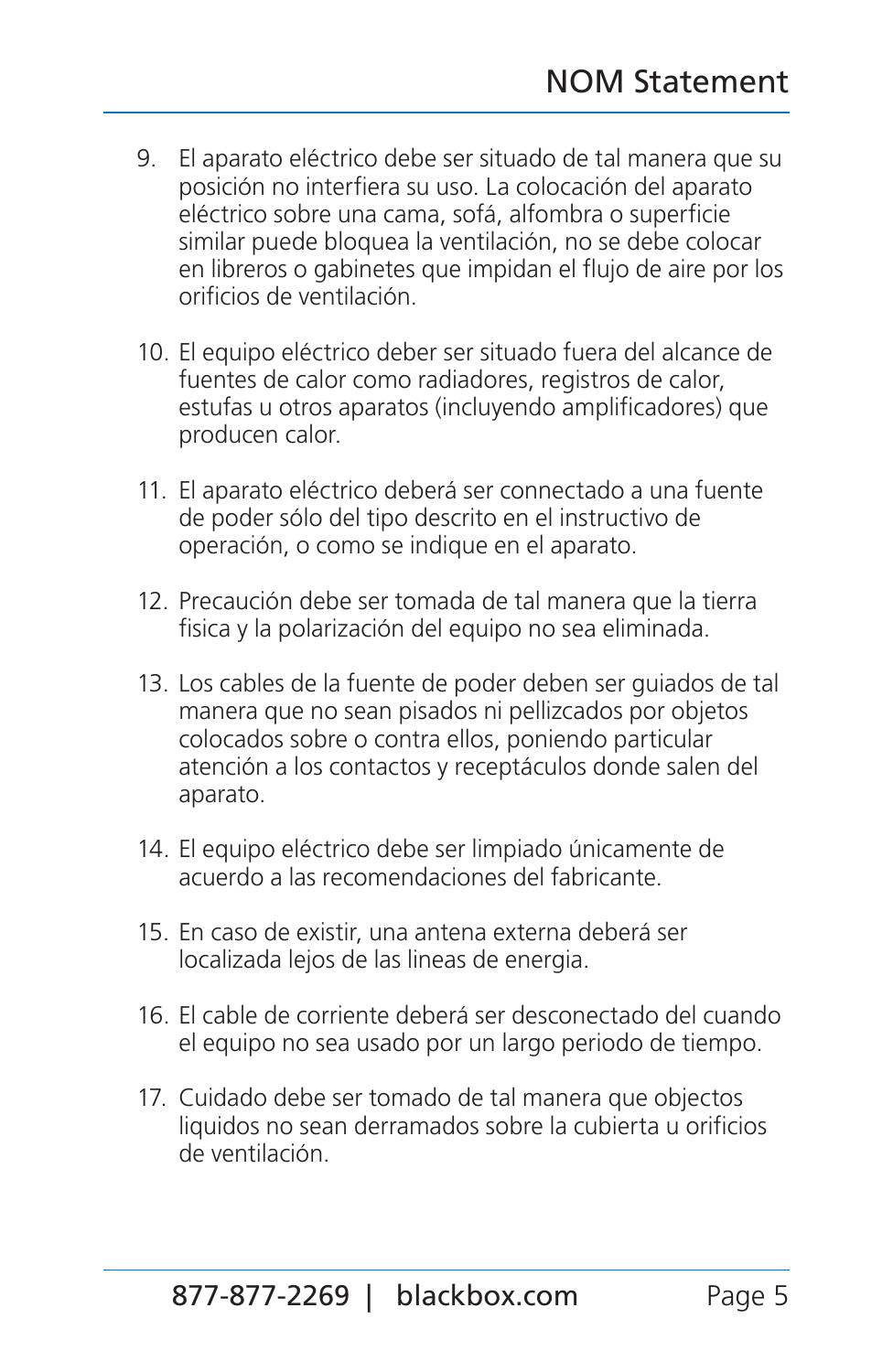9. El aparato eléctrico debe ser situado de tal manera que su posición no interfiera su uso. La colocación del aparato eléctrico sobre una cama, sofá, alfombra o superficie similar puede bloquea la ventilación, no se debe colocar en libreros o gabinetes que impidan el flujo de aire por los orificios de ventilación.

10. El equipo eléctrico deber ser situado fuera del alcance de fuentes de calor como radiadores, registros de calor, estufas u otros aparatos (incluyendo amplificadores) que producen calor.

11. El aparato eléctrico deberá ser connectado a una fuente de poder sólo del tipo descrito en el instructivo de operación, o como se indique en el aparato.

12. Precaución debe ser tomada de tal manera que la tierra fisica y la polarización del equipo no sea eliminada.

13. Los cables de la fuente de poder deben ser guiados de tal manera que no sean pisados ni pellizcados por objetos colocados sobre o contra ellos, poniendo particular atención a los contactos y receptáculos donde salen del aparato.

14. El equipo eléctrico debe ser limpiado únicamente de acuerdo a las recomendaciones del fabricante.

15. En caso de existir, una antena externa deberá ser localizada lejos de las lineas de energia.

16. El cable de corriente deberá ser desconectado del cuando el equipo no sea usado por un largo periodo de tiempo.

17. Cuidado debe ser tomado de tal manera que objectos liquidos no sean derramados sobre la cubierta u orificios de ventilación.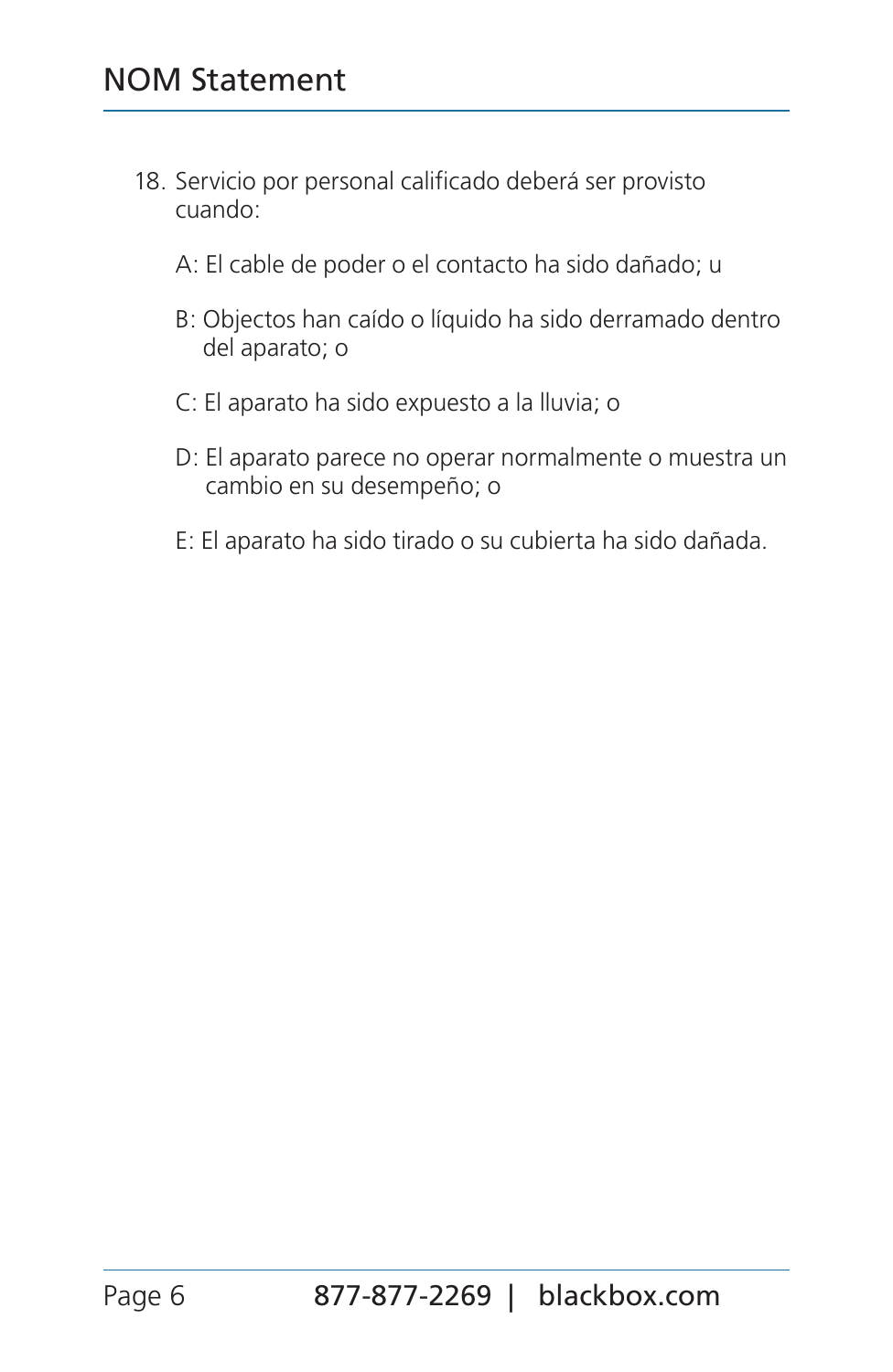# NOM Statement

18. Servicio por personal calificado deberá ser provisto cuando:

    A: El cable de poder o el contacto ha sido dañado; u

    B: Objectos han caído o líquido ha sido derramado dentro del aparato; o

    C: El aparato ha sido expuesto a la lluvia; o

    D: El aparato parece no operar normalmente o muestra un cambio en su desempeño; o

    E: El aparato ha sido tirado o su cubierta ha sido dañada.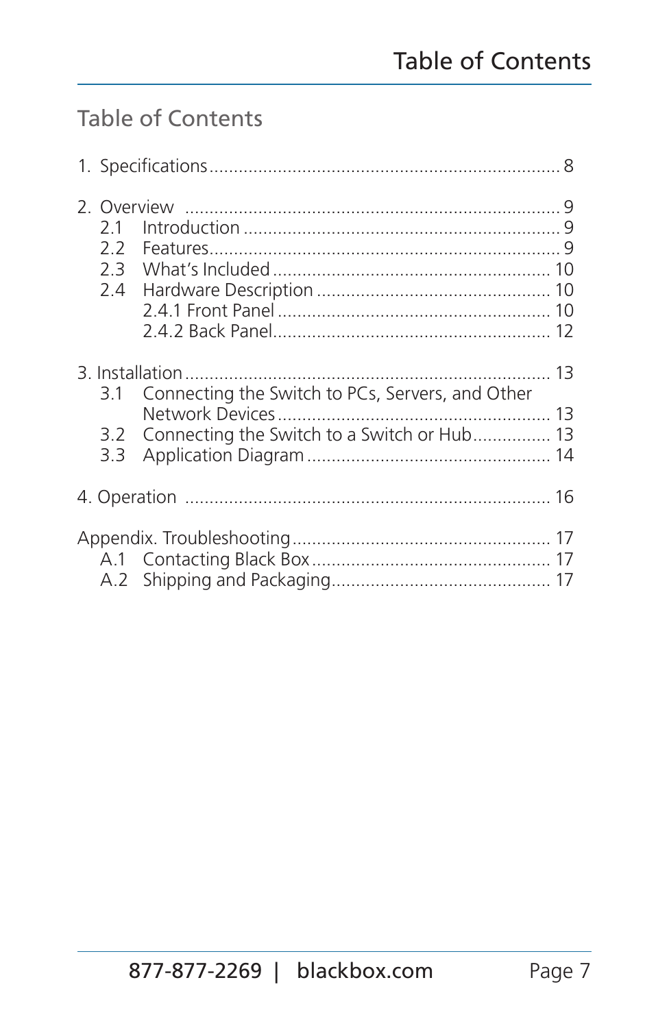## Table of Contents

1. Specifications ........................................................................ 8

2. Overview ............................................................................ 9
   - 2.1 Introduction ................................................................ 9
   - 2.2 Features ...................................................................... 9
   - 2.3 What's Included ........................................................ 10
   - 2.4 Hardware Description ............................................... 10
     - 2.4.1 Front Panel ....................................................... 10
     - 2.4.2 Back Panel ......................................................... 12

3. Installation .......................................................................... 13
   - 3.1 Connecting the Switch to PCs, Servers, and Other Network Devices ....................................................... 13
   - 3.2 Connecting the Switch to a Switch or Hub................ 13
   - 3.3 Application Diagram ................................................. 14

4. Operation .......................................................................... 16

Appendix. Troubleshooting ..................................................... 17
   - A.1 Contacting Black Box ................................................. 17
   - A.2 Shipping and Packaging............................................. 17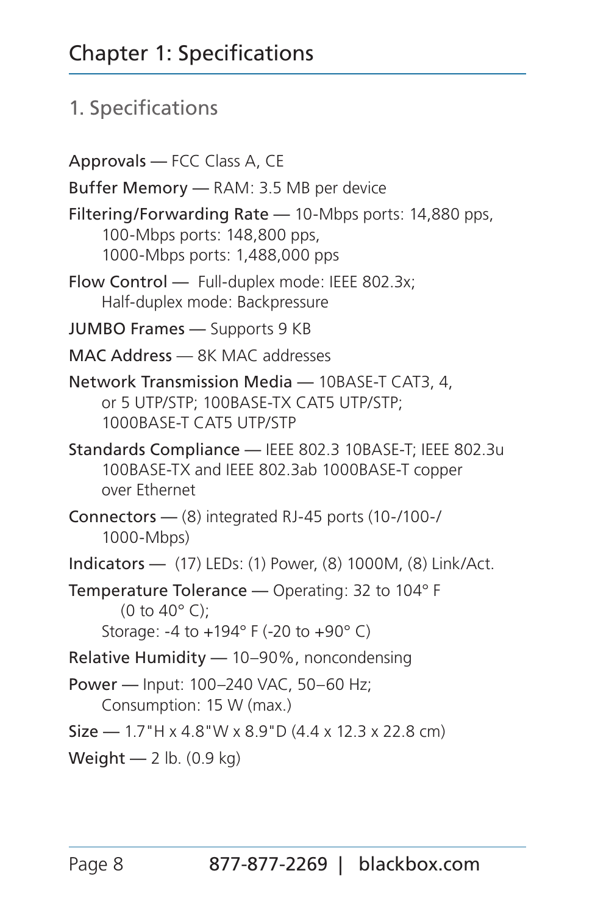# Chapter 1: Specifications

## 1. Specifications

Approvals — FCC Class A, CE

Buffer Memory — RAM: 3.5 MB per device

Filtering/Forwarding Rate — 10-Mbps ports: 14,880 pps,
100-Mbps ports: 148,800 pps,
1000-Mbps ports: 1,488,000 pps

Flow Control — Full-duplex mode: IEEE 802.3x;
Half-duplex mode: Backpressure

JUMBO Frames — Supports 9 KB

MAC Address — 8K MAC addresses

Network Transmission Media — 10BASE-T CAT3, 4, or 5 UTP/STP; 100BASE-TX CAT5 UTP/STP; 1000BASE-T CAT5 UTP/STP

Standards Compliance — IEEE 802.3 10BASE-T; IEEE 802.3u 100BASE-TX and IEEE 802.3ab 1000BASE-T copper over Ethernet

Connectors — (8) integrated RJ-45 ports (10-/100-/1000-Mbps)

Indicators — (17) LEDs: (1) Power, (8) 1000M, (8) Link/Act.

Temperature Tolerance — Operating: 32 to 104° F (0 to 40° C);
Storage: -4 to +194° F (-20 to +90° C)

Relative Humidity — 10–90%, noncondensing

Power — Input: 100–240 VAC, 50–60 Hz;
Consumption: 15 W (max.)

Size — 1.7"H x 4.8"W x 8.9"D (4.4 x 12.3 x 22.8 cm)

Weight — 2 lb. (0.9 kg)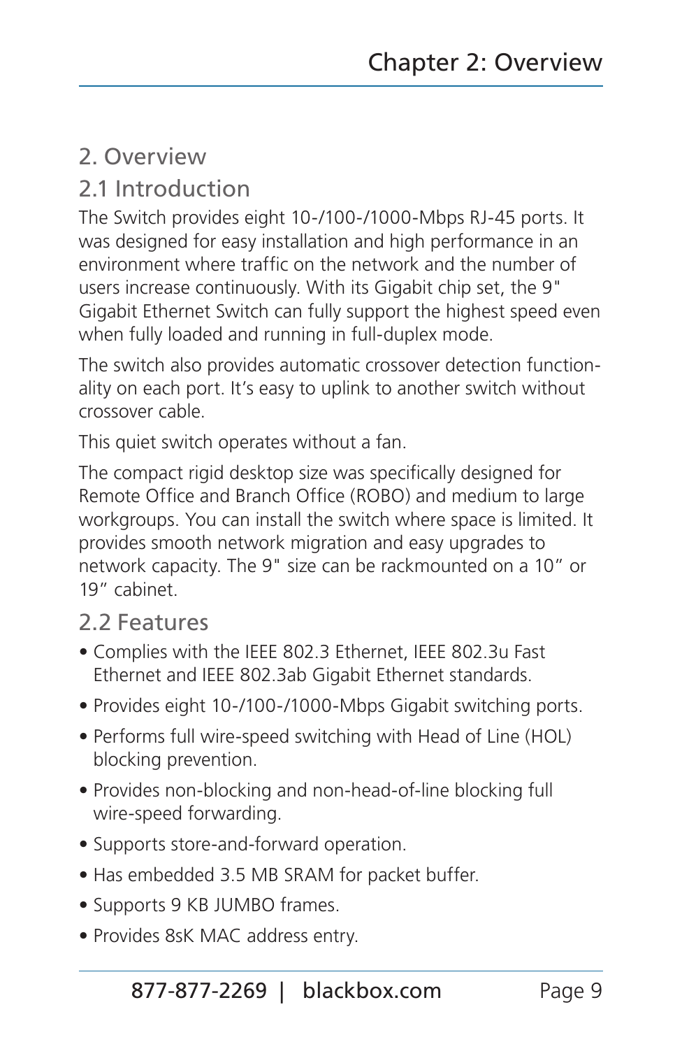# 2. Overview

## 2.1 Introduction

The Switch provides eight 10-/100-/1000-Mbps RJ-45 ports. It was designed for easy installation and high performance in an environment where traffic on the network and the number of users increase continuously. With its Gigabit chip set, the 9" Gigabit Ethernet Switch can fully support the highest speed even when fully loaded and running in full-duplex mode.

The switch also provides automatic crossover detection functionality on each port. It's easy to uplink to another switch without crossover cable.

This quiet switch operates without a fan.

The compact rigid desktop size was specifically designed for Remote Office and Branch Office (ROBO) and medium to large workgroups. You can install the switch where space is limited. It provides smooth network migration and easy upgrades to network capacity. The 9" size can be rackmounted on a 10" or 19" cabinet.

## 2.2 Features

- Complies with the IEEE 802.3 Ethernet, IEEE 802.3u Fast Ethernet and IEEE 802.3ab Gigabit Ethernet standards.
- Provides eight 10-/100-/1000-Mbps Gigabit switching ports.
- Performs full wire-speed switching with Head of Line (HOL) blocking prevention.
- Provides non-blocking and non-head-of-line blocking full wire-speed forwarding.
- Supports store-and-forward operation.
- Has embedded 3.5 MB SRAM for packet buffer.
- Supports 9 KB JUMBO frames.
- Provides 8sK MAC address entry.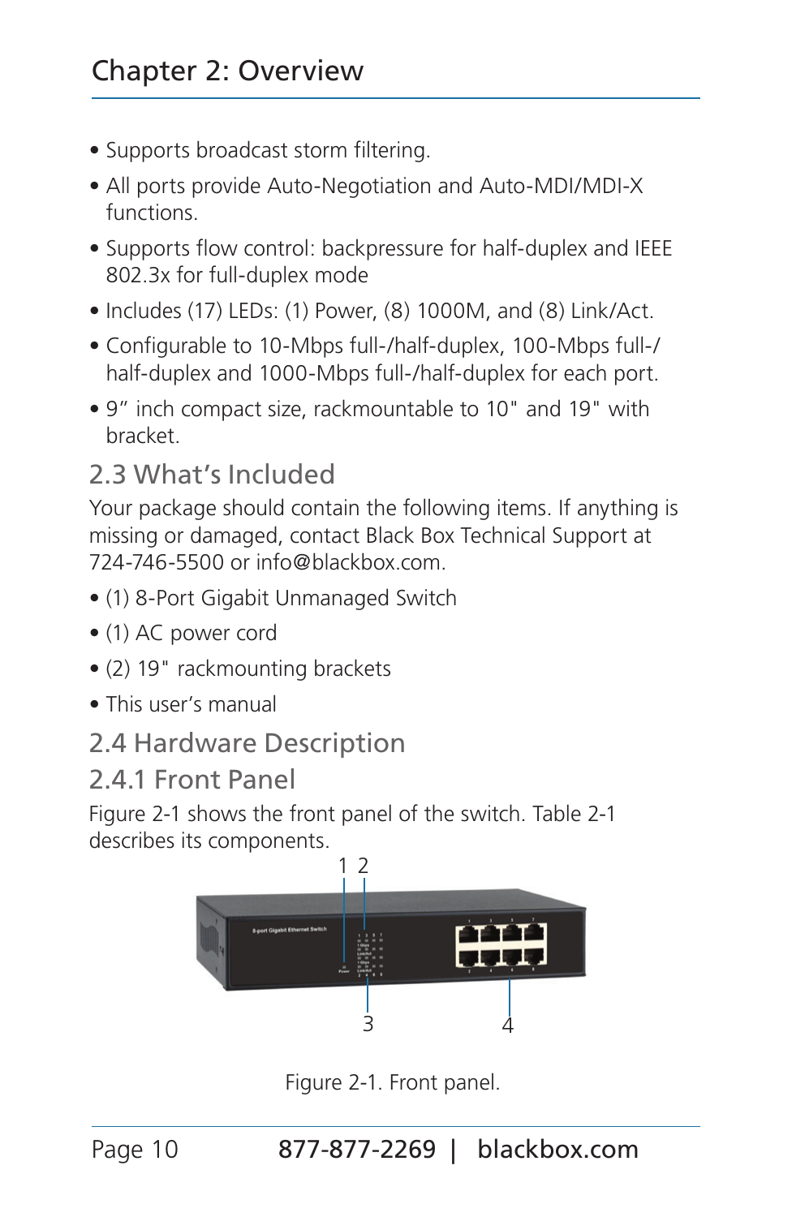- Supports broadcast storm filtering.
- All ports provide Auto-Negotiation and Auto-MDI/MDI-X functions.
- Supports flow control: backpressure for half-duplex and IEEE 802.3x for full-duplex mode
- Includes (17) LEDs: (1) Power, (8) 1000M, and (8) Link/Act.
- Configurable to 10-Mbps full-/half-duplex, 100-Mbps full-/half-duplex and 1000-Mbps full-/half-duplex for each port.
- 9” inch compact size, rackmountable to 10" and 19" with bracket.

## 2.3 What’s Included

Your package should contain the following items. If anything is missing or damaged, contact Black Box Technical Support at 724-746-5500 or info@blackbox.com.

- (1) 8-Port Gigabit Unmanaged Switch
- (1) AC power cord
- (2) 19" rackmounting brackets
- This user’s manual

## 2.4 Hardware Description

### 2.4.1 Front Panel

Figure 2-1 shows the front panel of the switch. Table 2-1 describes its components.

Figure 2-1. Front panel.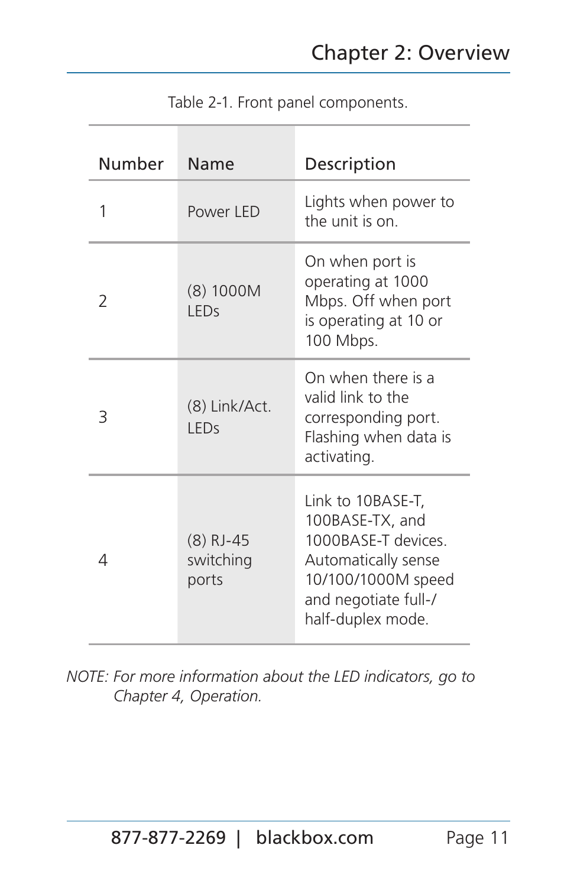Table 2-1. Front panel components.

| Number | Name | Description |
|---|---|---|
| 1 | Power LED | Lights when power to the unit is on. |
| 2 | (8) 1000M LEDs | On when port is operating at 1000 Mbps. Off when port is operating at 10 or 100 Mbps. |
| 3 | (8) Link/Act. LEDs | On when there is a valid link to the corresponding port. Flashing when data is activating. |
| 4 | (8) RJ-45 switching ports | Link to 10BASE-T, 100BASE-TX, and 1000BASE-T devices. Automatically sense 10/100/1000M speed and negotiate full-/half-duplex mode. |

*NOTE: For more information about the LED indicators, go to Chapter 4, Operation.*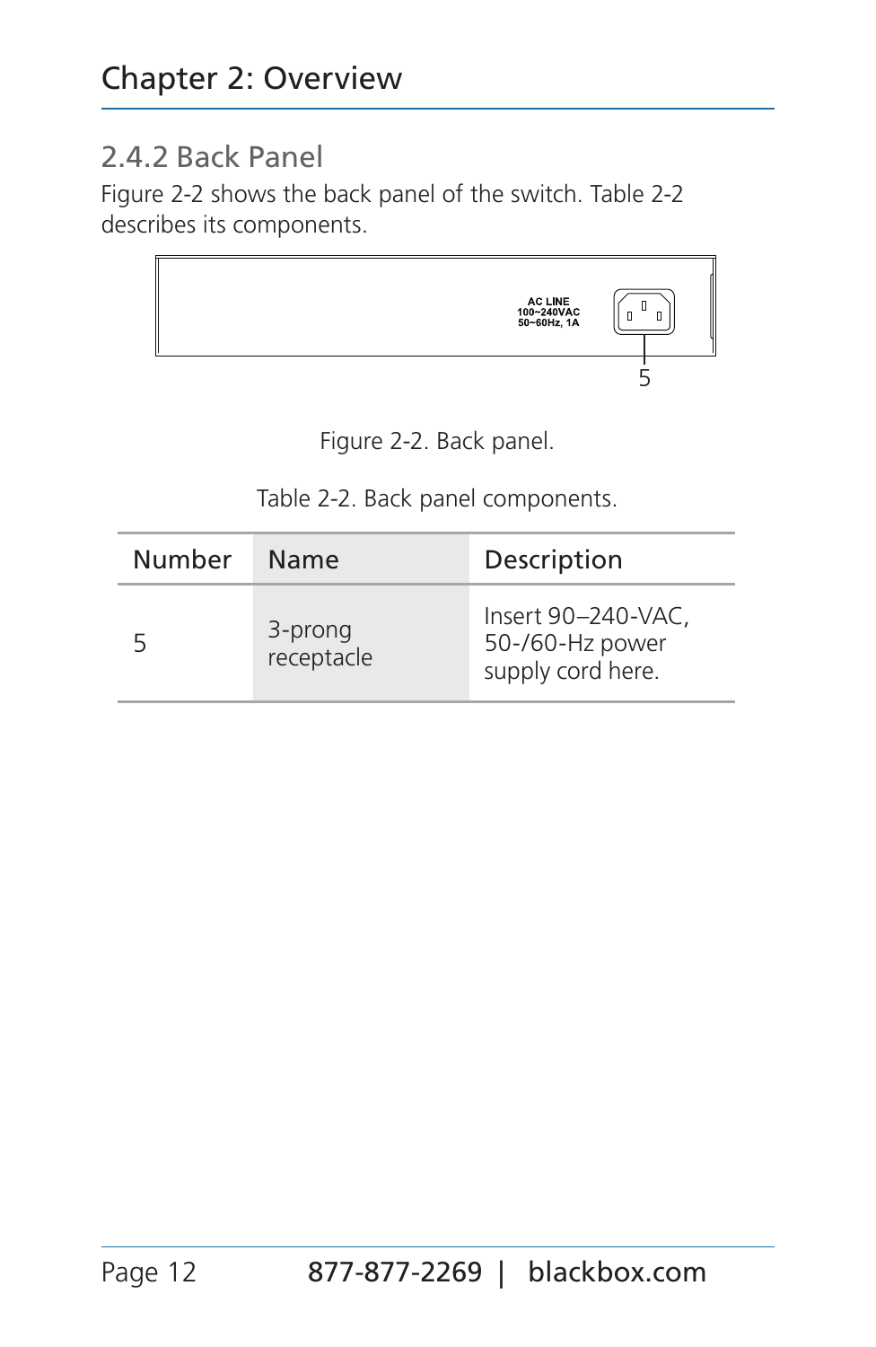## 2.4.2 Back Panel

Figure 2-2 shows the back panel of the switch. Table 2-2 describes its components.

AC LINE
100~240VAC
50~60Hz, 1A

5

Figure 2-2. Back panel.

Table 2-2. Back panel components.

| Number | Name | Description |
|---|---|---|
| 5 | 3-prong receptacle | Insert 90–240-VAC, 50-/60-Hz power supply cord here. |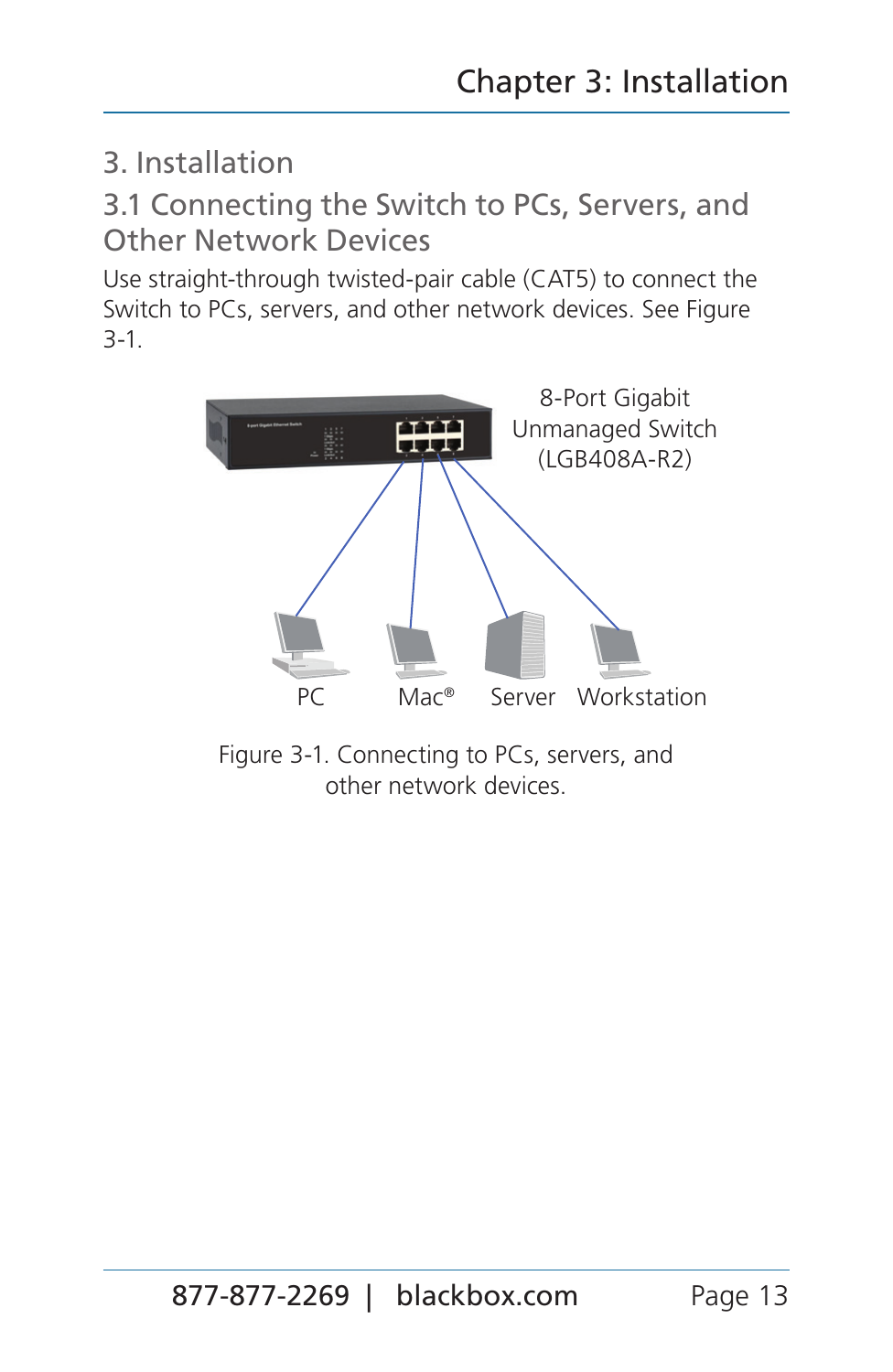# 3. Installation

## 3.1 Connecting the Switch to PCs, Servers, and Other Network Devices

Use straight-through twisted-pair cable (CAT5) to connect the Switch to PCs, servers, and other network devices. See Figure 3-1.

8-Port Gigabit Unmanaged Switch (LGB408A-R2)

PC Mac® Server Workstation

Figure 3-1. Connecting to PCs, servers, and other network devices.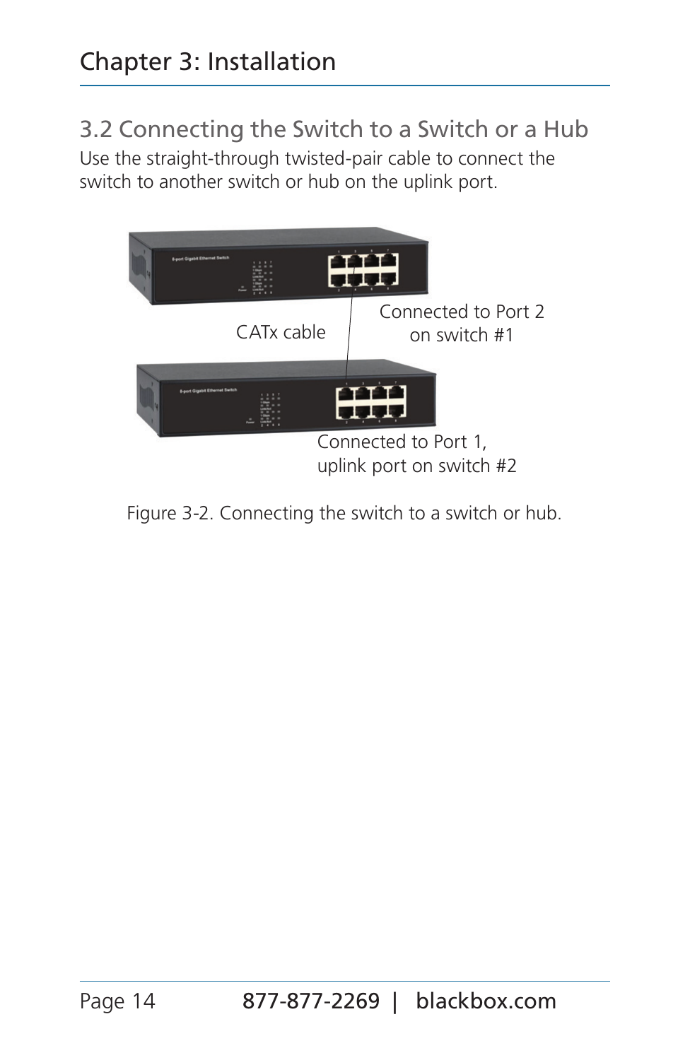## 3.2 Connecting the Switch to a Switch or a Hub

Use the straight-through twisted-pair cable to connect the switch to another switch or hub on the uplink port.

CATx cable

Connected to Port 2 on switch #1

Connected to Port 1, uplink port on switch #2

Figure 3-2. Connecting the switch to a switch or hub.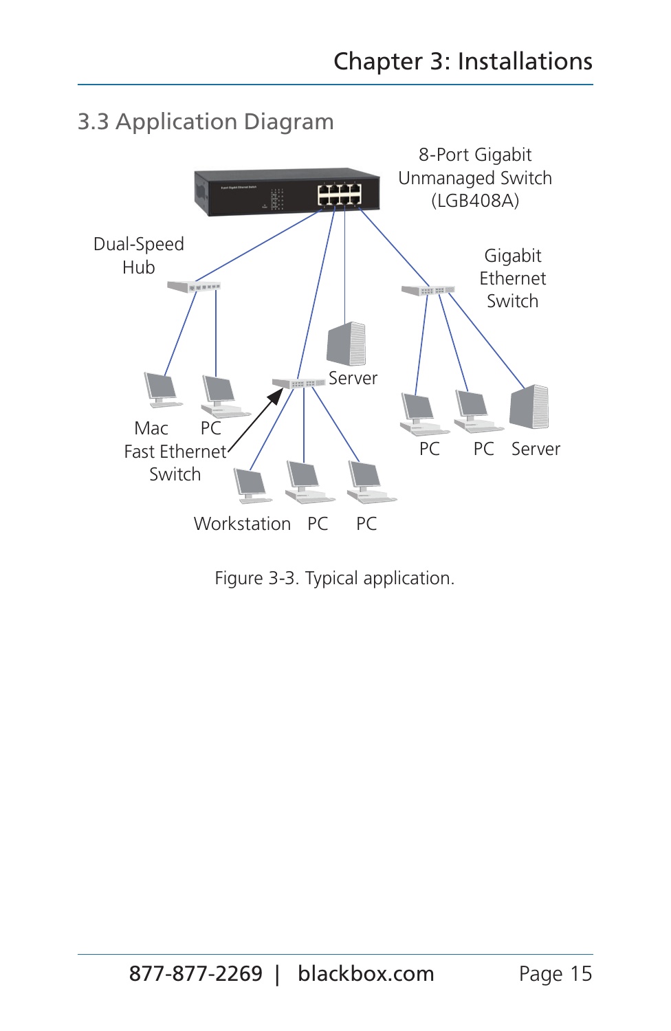## 3.3 Application Diagram

8-Port Gigabit Unmanaged Switch (LGB408A)

Dual-Speed Hub

Gigabit Ethernet Switch

Server

Mac PC

Fast Ethernet Switch

PC PC Server

Workstation PC PC

Figure 3-3. Typical application.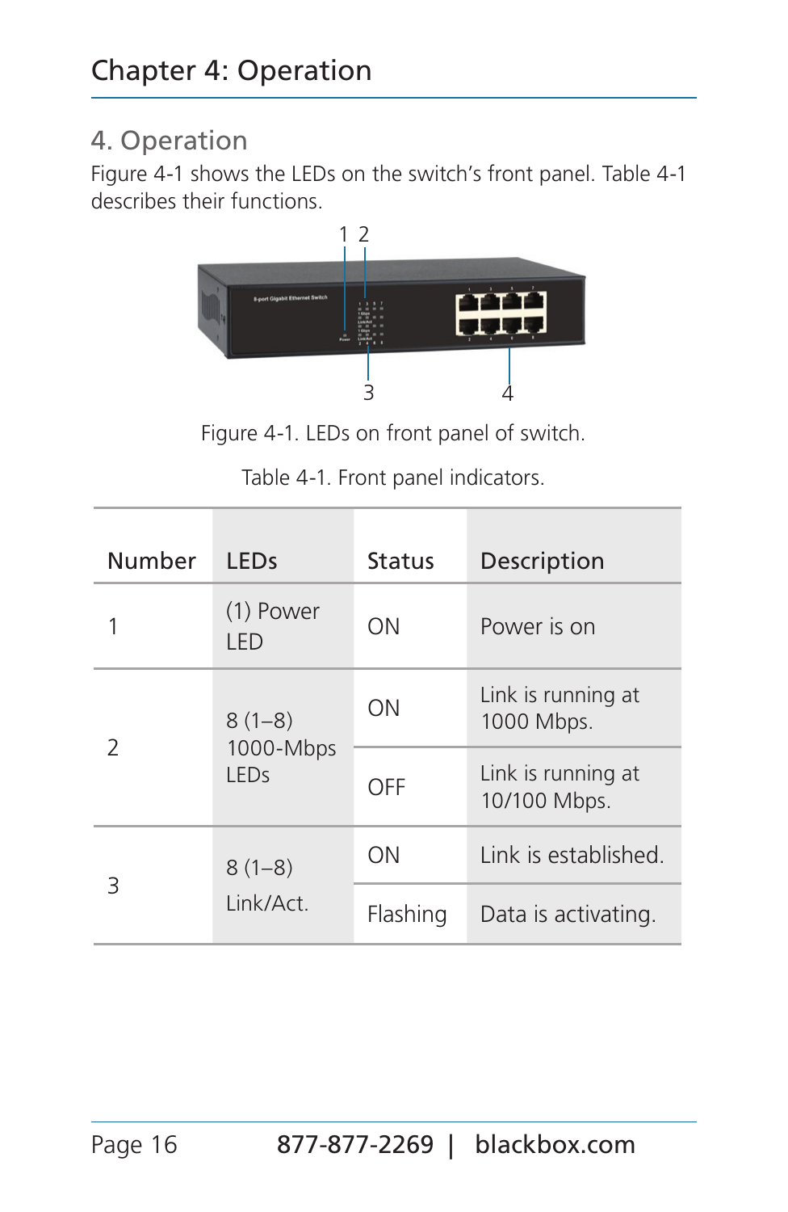# Chapter 4: Operation

## 4. Operation

Figure 4-1 shows the LEDs on the switch's front panel. Table 4-1 describes their functions.

Figure 4-1. LEDs on front panel of switch.

Table 4-1. Front panel indicators.

| Number | LEDs | Status | Description |
|---|---|---|---|
| 1 | (1) Power LED | ON | Power is on |
| 2 | 8 (1–8) 1000-Mbps LEDs | ON | Link is running at 1000 Mbps. |
| | | OFF | Link is running at 10/100 Mbps. |
| 3 | 8 (1–8) Link/Act. | ON | Link is established. |
| | | Flashing | Data is activating. |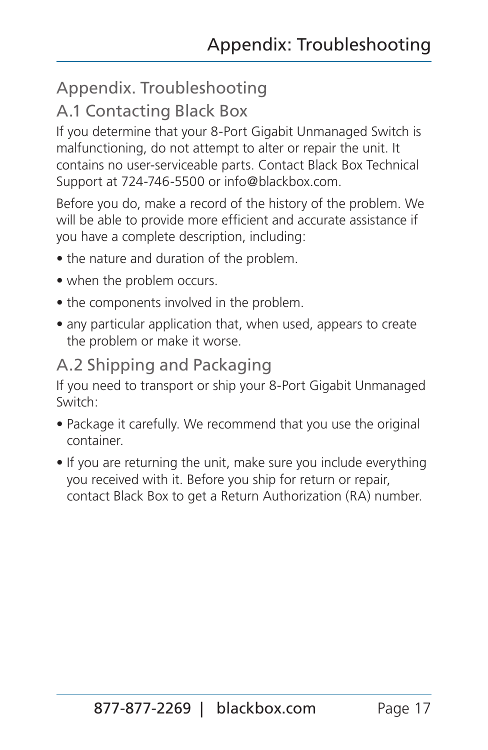# Appendix. Troubleshooting

## A.1 Contacting Black Box

If you determine that your 8-Port Gigabit Unmanaged Switch is malfunctioning, do not attempt to alter or repair the unit. It contains no user-serviceable parts. Contact Black Box Technical Support at 724-746-5500 or info@blackbox.com.

Before you do, make a record of the history of the problem. We will be able to provide more efficient and accurate assistance if you have a complete description, including:

- the nature and duration of the problem.
- when the problem occurs.
- the components involved in the problem.
- any particular application that, when used, appears to create the problem or make it worse.

## A.2 Shipping and Packaging

If you need to transport or ship your 8-Port Gigabit Unmanaged Switch:

- Package it carefully. We recommend that you use the original container.
- If you are returning the unit, make sure you include everything you received with it. Before you ship for return or repair, contact Black Box to get a Return Authorization (RA) number.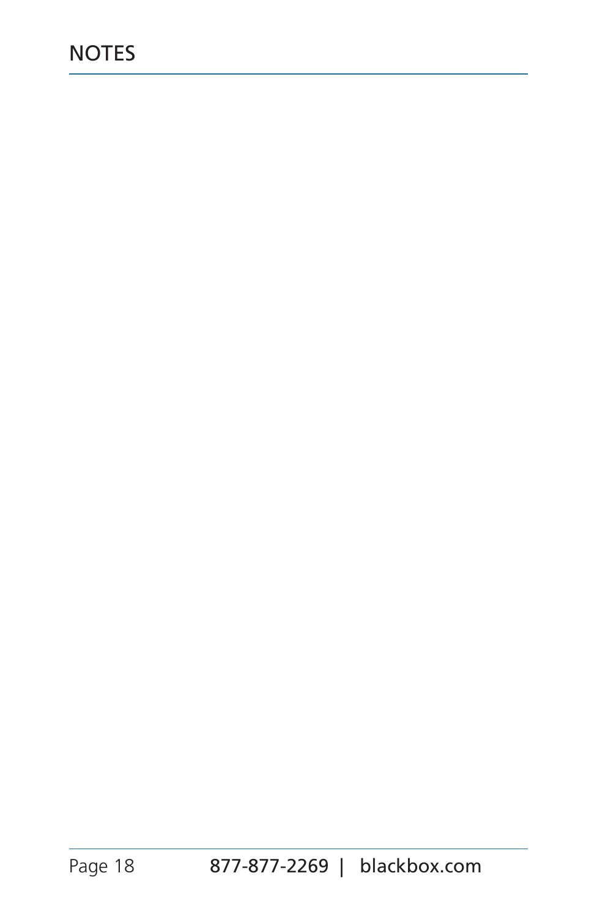# NOTES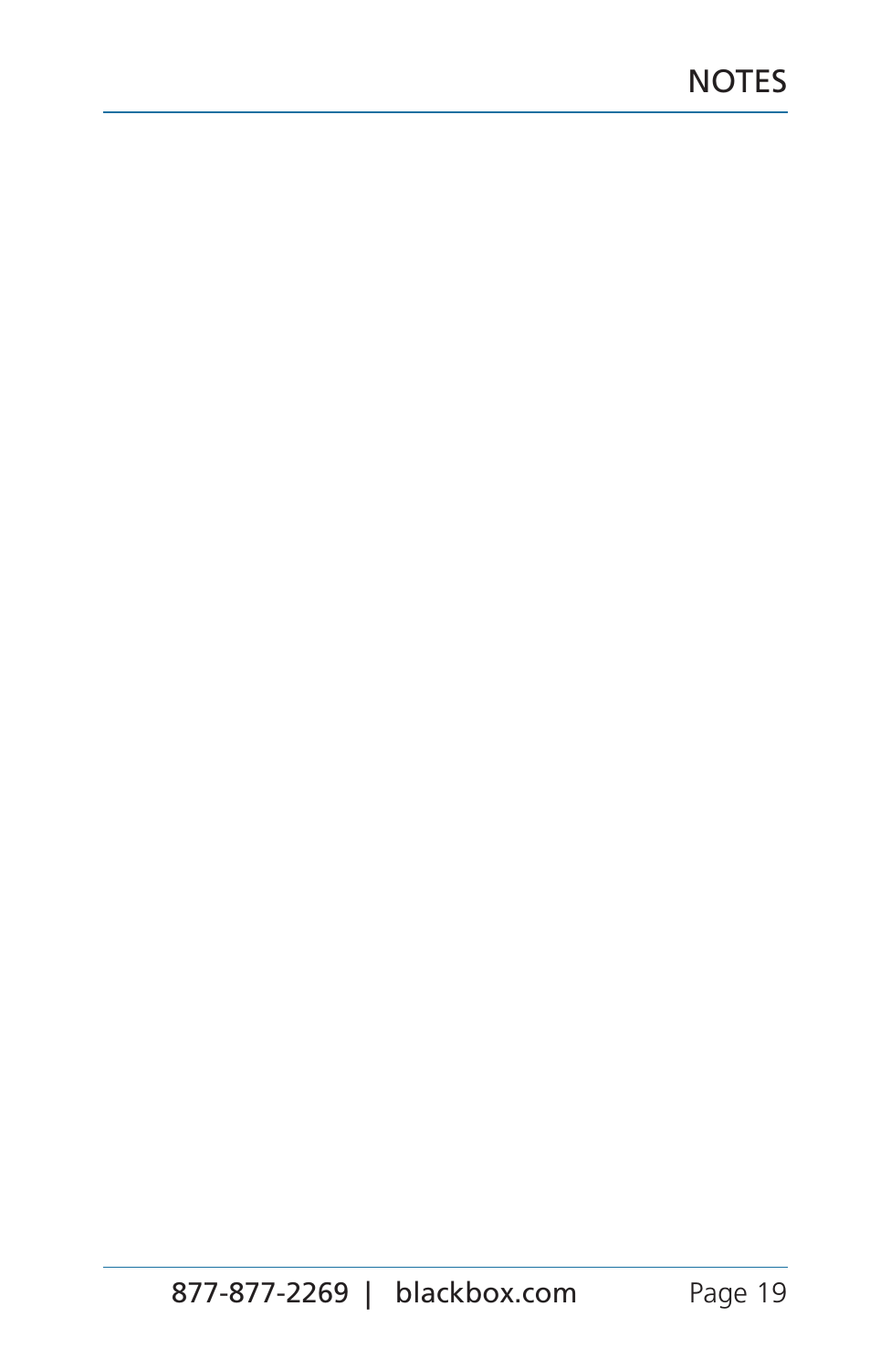# NOTES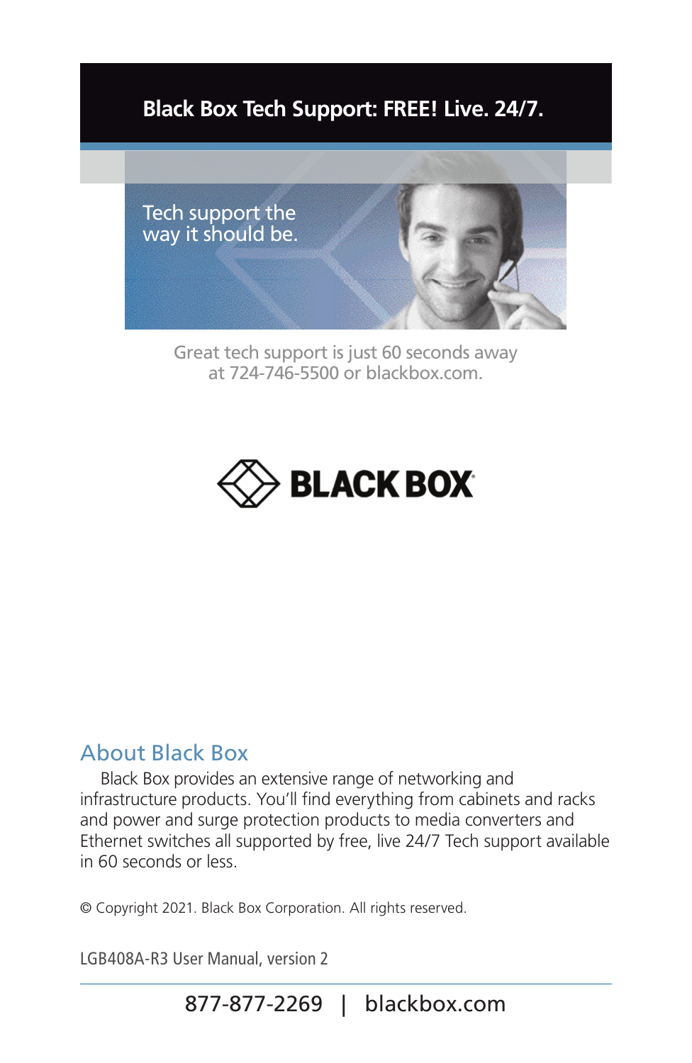**Black Box Tech Support: FREE! Live. 24/7.**

Tech support the way it should be.

Great tech support is just 60 seconds away at 724-746-5500 or blackbox.com.

BLACK BOX

## About Black Box

Black Box provides an extensive range of networking and infrastructure products. You'll find everything from cabinets and racks and power and surge protection products to media converters and Ethernet switches all supported by free, live 24/7 Tech support available in 60 seconds or less.

© Copyright 2021. Black Box Corporation. All rights reserved.

LGB408A-R3 User Manual, version 2

877-877-2269 | blackbox.com